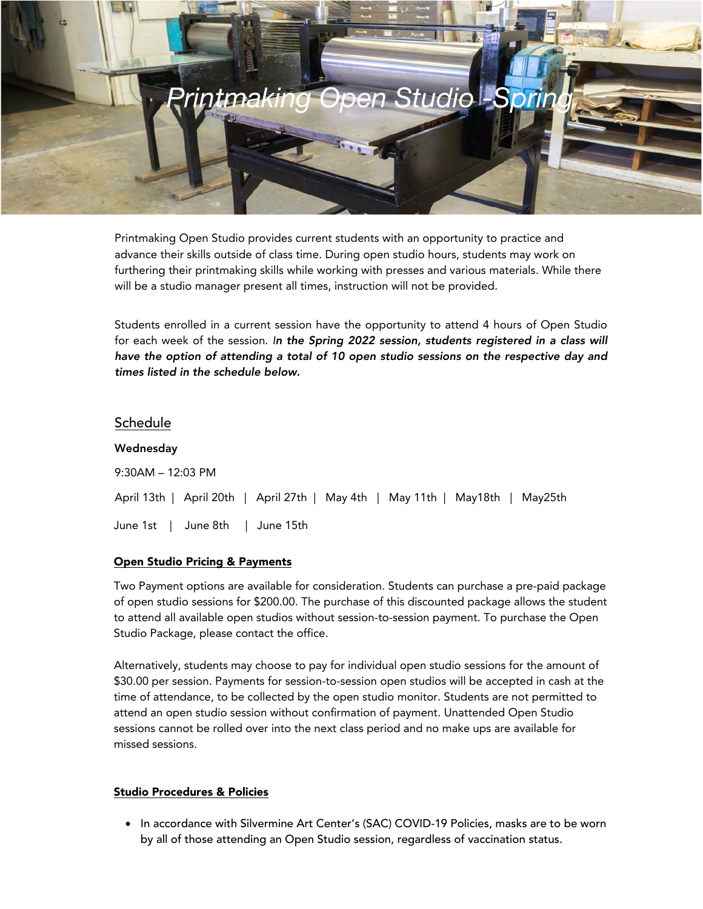# Printmaking Open Studio -Spring

Printmaking Open Studio provides current students with an opportunity to practice and advance their skills outside of class time. During open studio hours, students may work on furthering their printmaking skills while working with presses and various materials. While there will be a studio manager present all times, instruction will not be provided.

Students enrolled in a current session have the opportunity to attend 4 hours of Open Studio for each week of the session. *I**n the Spring 2022 session, students registered in a class will have the option of attending a total of 10 open studio sessions on the respective day and times listed in the schedule below.***

## Schedule

**Wednesday**

9:30AM – 12:03 PM

April 13th | April 20th | April 27th | May 4th | May 11th | May18th | May25th

June 1st | June 8th | June 15th

### Open Studio Pricing & Payments

Two Payment options are available for consideration. Students can purchase a pre-paid package of open studio sessions for $200.00. The purchase of this discounted package allows the student to attend all available open studios without session-to-session payment. To purchase the Open Studio Package, please contact the office.

Alternatively, students may choose to pay for individual open studio sessions for the amount of $30.00 per session. Payments for session-to-session open studios will be accepted in cash at the time of attendance, to be collected by the open studio monitor. Students are not permitted to attend an open studio session without confirmation of payment. Unattended Open Studio sessions cannot be rolled over into the next class period and no make ups are available for missed sessions.

### Studio Procedures & Policies

- In accordance with Silvermine Art Center's (SAC) COVID-19 Policies, masks are to be worn by all of those attending an Open Studio session, regardless of vaccination status.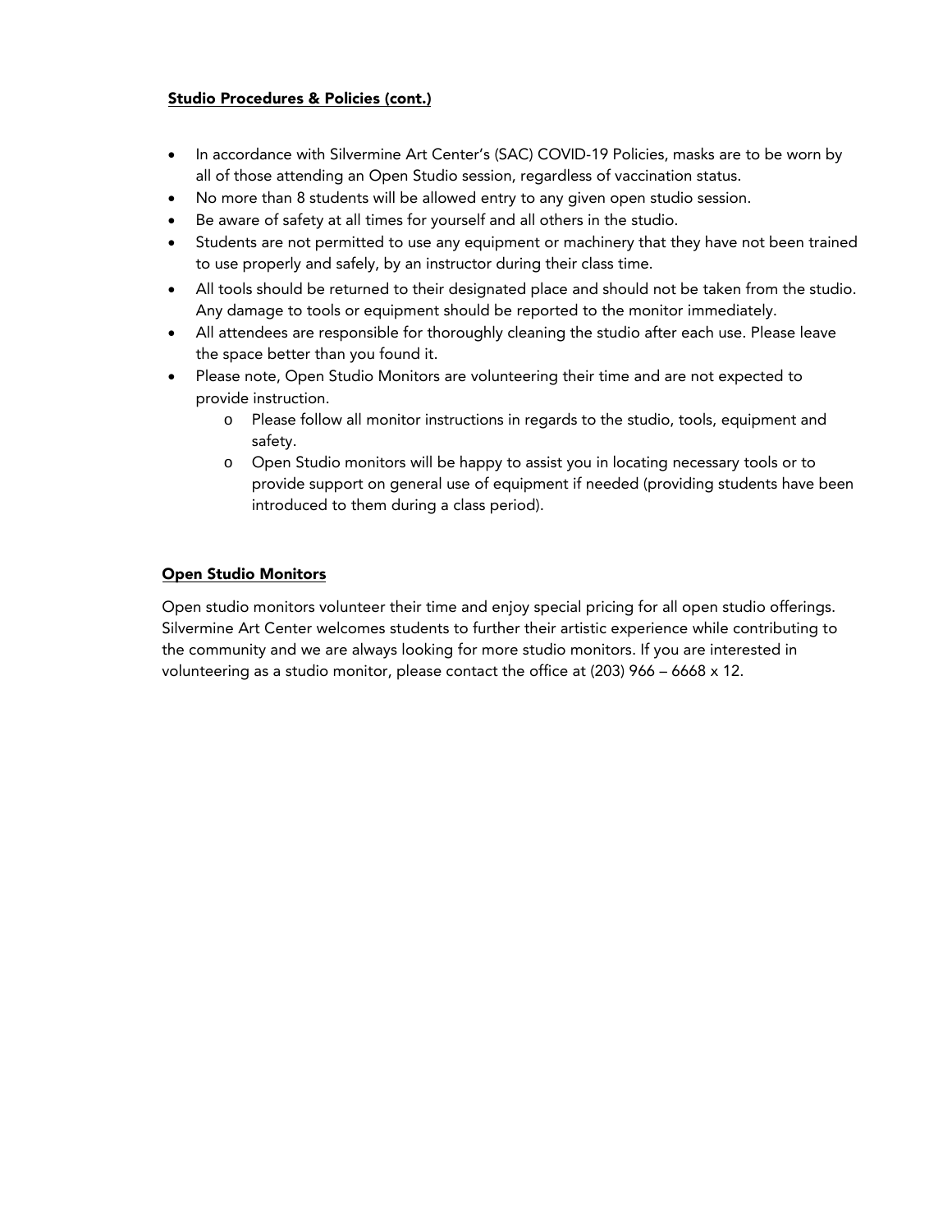## Studio Procedures & Policies (cont.)

- In accordance with Silvermine Art Center's (SAC) COVID-19 Policies, masks are to be worn by all of those attending an Open Studio session, regardless of vaccination status.
- No more than 8 students will be allowed entry to any given open studio session.
- Be aware of safety at all times for yourself and all others in the studio.
- Students are not permitted to use any equipment or machinery that they have not been trained to use properly and safely, by an instructor during their class time.
- All tools should be returned to their designated place and should not be taken from the studio. Any damage to tools or equipment should be reported to the monitor immediately.
- All attendees are responsible for thoroughly cleaning the studio after each use. Please leave the space better than you found it.
- Please note, Open Studio Monitors are volunteering their time and are not expected to provide instruction.
    - Please follow all monitor instructions in regards to the studio, tools, equipment and safety.
    - Open Studio monitors will be happy to assist you in locating necessary tools or to provide support on general use of equipment if needed (providing students have been introduced to them during a class period).

## Open Studio Monitors

Open studio monitors volunteer their time and enjoy special pricing for all open studio offerings. Silvermine Art Center welcomes students to further their artistic experience while contributing to the community and we are always looking for more studio monitors. If you are interested in volunteering as a studio monitor, please contact the office at (203) 966 – 6668 x 12.